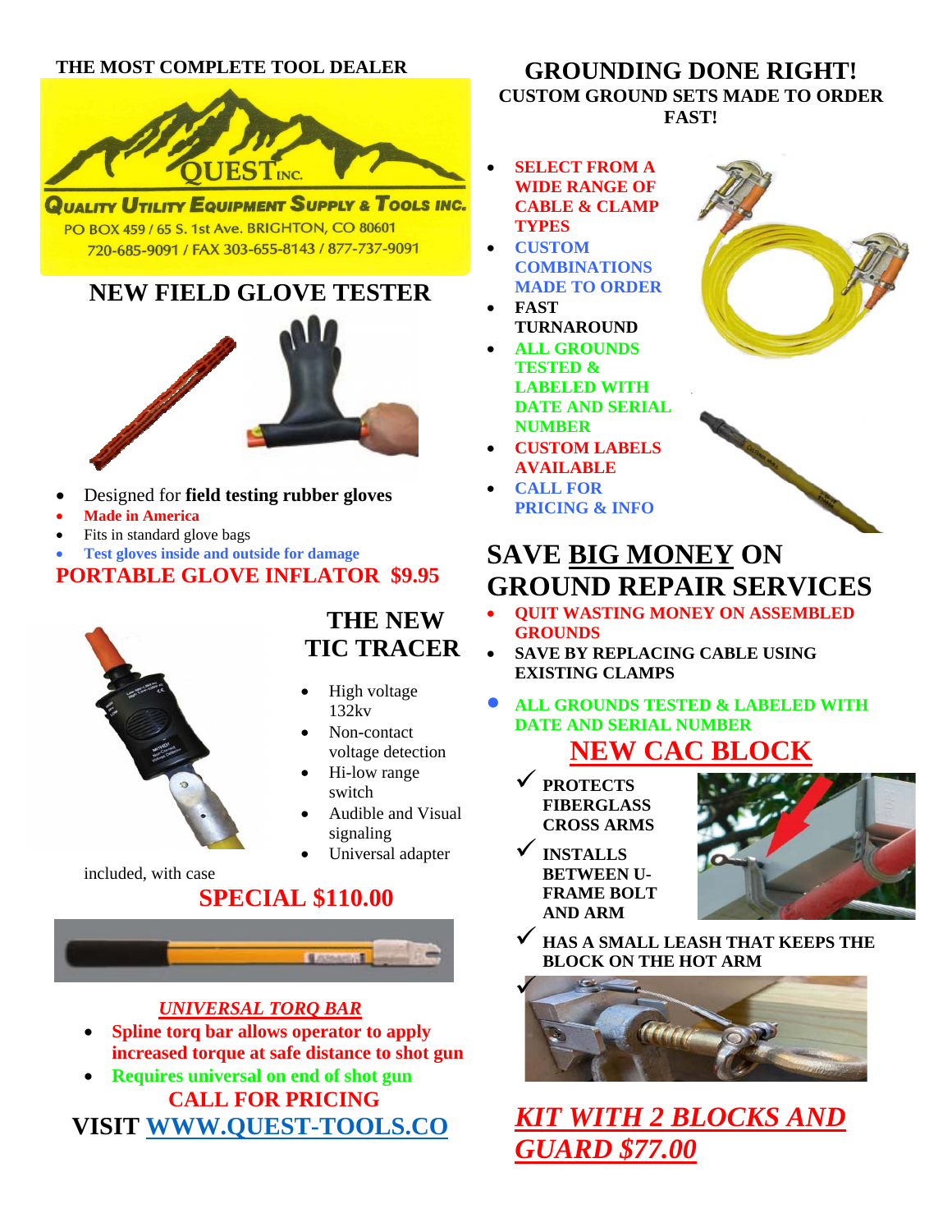**THE MOST COMPLETE TOOL DEALER**

QUEST INC.

QUALITY UTILITY EQUIPMENT SUPPLY & TOOLS INC.

PO BOX 459 / 65 S. 1st Ave. BRIGHTON, CO 80601

720-685-9091 / FAX 303-655-8143 / 877-737-9091

## NEW FIELD GLOVE TESTER

- Designed for **field testing rubber gloves**
- **Made in America**
- Fits in standard glove bags
- **Test gloves inside and outside for damage**

**PORTABLE GLOVE INFLATOR $9.95**

## THE NEW TIC TRACER

- High voltage 132kv
- Non-contact voltage detection
- Hi-low range switch
- Audible and Visual signaling
- Universal adapter included, with case

**SPECIAL $110.00**

***UNIVERSAL TORQ BAR***

- **Spline torq bar allows operator to apply increased torque at safe distance to shot gun**
- **Requires universal on end of shot gun**

**CALL FOR PRICING**

**VISIT WWW.QUEST-TOOLS.CO**

## GROUNDING DONE RIGHT!

**CUSTOM GROUND SETS MADE TO ORDER FAST!**

- **SELECT FROM A WIDE RANGE OF CABLE & CLAMP TYPES**
- **CUSTOM COMBINATIONS MADE TO ORDER**
- **FAST TURNAROUND**
- **ALL GROUNDS TESTED & LABELED WITH DATE AND SERIAL NUMBER**
- **CUSTOM LABELS AVAILABLE**
- **CALL FOR PRICING & INFO**

## SAVE BIG MONEY ON GROUND REPAIR SERVICES

- **QUIT WASTING MONEY ON ASSEMBLED GROUNDS**
- **SAVE BY REPLACING CABLE USING EXISTING CLAMPS**
- **ALL GROUNDS TESTED & LABELED WITH DATE AND SERIAL NUMBER**

## NEW CAC BLOCK

- ✓ **PROTECTS FIBERGLASS CROSS ARMS**
- ✓ **INSTALLS BETWEEN U-FRAME BOLT AND ARM**
- ✓ **HAS A SMALL LEASH THAT KEEPS THE BLOCK ON THE HOT ARM**

***KIT WITH 2 BLOCKS AND GUARD $77.00***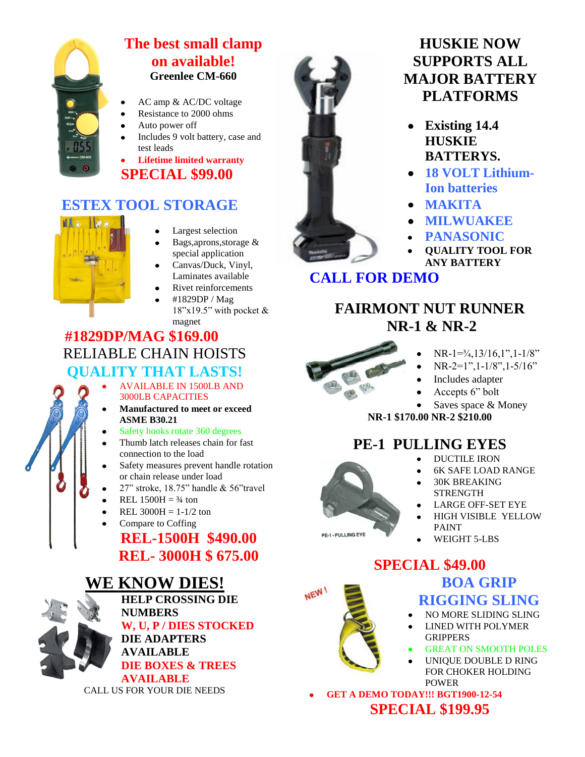## The best small clamp on available!

**Greenlee CM-660**

- AC amp & AC/DC voltage
- Resistance to 2000 ohms
- Auto power off
- Includes 9 volt battery, case and test leads
- **Lifetime limited warranty**

**SPECIAL $99.00**

## ESTEX TOOL STORAGE

- Largest selection
- Bags,aprons,storage & special application
- Canvas/Duck, Vinyl, Laminates available
- Rivet reinforcements
- #1829DP / Mag 18"x19.5" with pocket & magnet

**#1829DP/MAG $169.00**

## RELIABLE CHAIN HOISTS

## QUALITY THAT LASTS!

- AVAILABLE IN 1500LB AND 3000LB CAPACITIES
- **Manufactured to meet or exceed ASME B30.21**
- Safety hooks rotate 360 degrees
- Thumb latch releases chain for fast connection to the load
- Safety measures prevent handle rotation or chain release under load
- 27" stroke, 18.75" handle & 56"travel
- REL 1500H = ¾ ton
- REL 3000H = 1-1/2 ton
- Compare to Coffing

**REL-1500H $490.00**

**REL- 3000H $ 675.00**

## WE KNOW DIES!

**HELP CROSSING DIE NUMBERS**

**W, U, P / DIES STOCKED**

**DIE ADAPTERS AVAILABLE**

**DIE BOXES & TREES AVAILABLE**

CALL US FOR YOUR DIE NEEDS

## HUSKIE NOW SUPPORTS ALL MAJOR BATTERY PLATFORMS

- **Existing 14.4 HUSKIE BATTERYS.**
- **18 VOLT Lithium-Ion batteries**
- **MAKITA**
- **MILWUAKEE**
- **PANASONIC**
- **QUALITY TOOL FOR ANY BATTERY**

**CALL FOR DEMO**

## FAIRMONT NUT RUNNER NR-1 & NR-2

- NR-1=¾,13/16,1",1-1/8"
- NR-2=1",1-1/8",1-5/16"
- Includes adapter
- Accepts 6" bolt
- Saves space & Money

**NR-1 $170.00 NR-2 $210.00**

## PE-1 PULLING EYES

PE-1 - PULLING EYE

- DUCTILE IRON
- 6K SAFE LOAD RANGE
- 30K BREAKING STRENGTH
- LARGE OFF-SET EYE
- HIGH VISIBLE YELLOW PAINT
- WEIGHT 5-LBS

**SPECIAL $49.00**

## BOA GRIP RIGGING SLING

NEW !

- NO MORE SLIDING SLING
- LINED WITH POLYMER GRIPPERS
- GREAT ON SMOOTH POLES
- UNIQUE DOUBLE D RING FOR CHOKER HOLDING POWER
- **GET A DEMO TODAY!!! BGT1900-12-54**

**SPECIAL $199.95**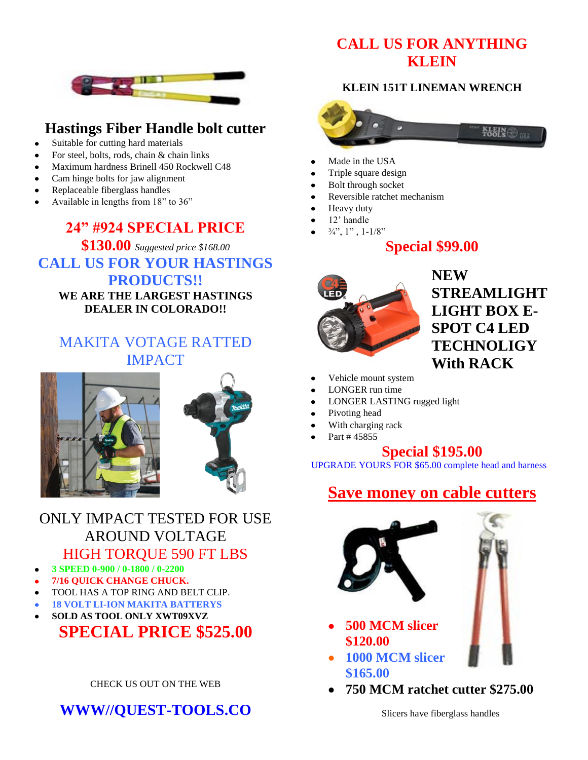## Hastings Fiber Handle bolt cutter

- Suitable for cutting hard materials
- For steel, bolts, rods, chain & chain links
- Maximum hardness Brinell 450 Rockwell C48
- Cam hinge bolts for jaw alignment
- Replaceable fiberglass handles
- Available in lengths from 18" to 36"

**24" #924 SPECIAL PRICE**

**$130.00** *Suggested price $168.00*

**CALL US FOR YOUR HASTINGS PRODUCTS!!**

**WE ARE THE LARGEST HASTINGS DEALER IN COLORADO!!**

MAKITA VOTAGE RATTED IMPACT

ONLY IMPACT TESTED FOR USE AROUND VOLTAGE

HIGH TORQUE 590 FT LBS

- **3 SPEED 0-900 / 0-1800 / 0-2200**
- **7/16 QUICK CHANGE CHUCK.**
- TOOL HAS A TOP RING AND BELT CLIP.
- **18 VOLT LI-ION MAKITA BATTERYS**
- **SOLD AS TOOL ONLY XWT09XVZ**

**SPECIAL PRICE $525.00**

CHECK US OUT ON THE WEB

**WWW//QUEST-TOOLS.CO**

**CALL US FOR ANYTHING KLEIN**

**KLEIN 151T LINEMAN WRENCH**

- Made in the USA
- Triple square design
- Bolt through socket
- Reversible ratchet mechanism
- Heavy duty
- 12' handle
- ¾", 1" , 1-1/8"

**Special $99.00**

**NEW STREAMLIGHT LIGHT BOX E-SPOT C4 LED TECHNOLIGY With RACK**

- Vehicle mount system
- LONGER run time
- LONGER LASTING rugged light
- Pivoting head
- With charging rack
- Part # 45855

**Special $195.00**

UPGRADE YOURS FOR $65.00 complete head and harness

**Save money on cable cutters**

- **500 MCM slicer $120.00**
- **1000 MCM slicer $165.00**
- **750 MCM ratchet cutter $275.00**

Slicers have fiberglass handles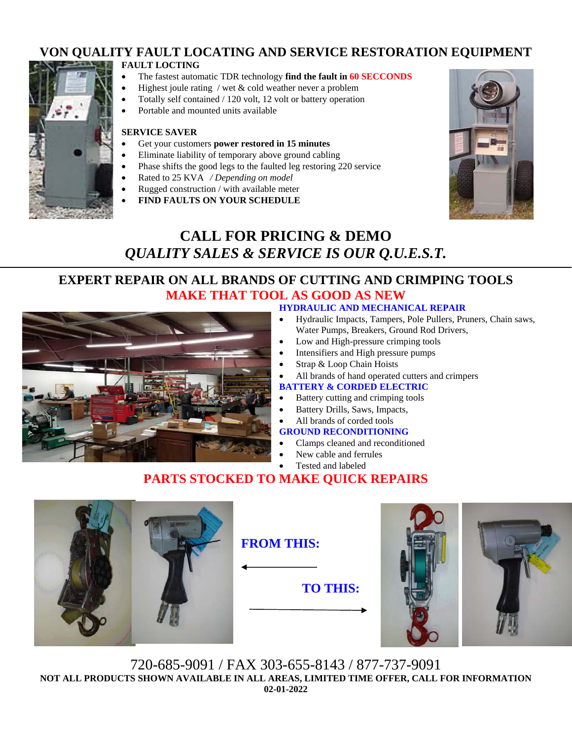# VON QUALITY FAULT LOCATING AND SERVICE RESTORATION EQUIPMENT

**FAULT LOCTING**

- The fastest automatic TDR technology **find the fault in 60 SECCONDS**
- Highest joule rating / wet & cold weather never a problem
- Totally self contained / 120 volt, 12 volt or battery operation
- Portable and mounted units available

**SERVICE SAVER**

- Get your customers **power restored in 15 minutes**
- Eliminate liability of temporary above ground cabling
- Phase shifts the good legs to the faulted leg restoring 220 service
- Rated to 25 KVA *​/ Depending on model*
- Rugged construction / with available meter
- **FIND FAULTS ON YOUR SCHEDULE**

## CALL FOR PRICING & DEMO

## *QUALITY SALES & SERVICE IS OUR Q.U.E.S.T.*

---

## EXPERT REPAIR ON ALL BRANDS OF CUTTING AND CRIMPING TOOLS

## MAKE THAT TOOL AS GOOD AS NEW

**HYDRAULIC AND MECHANICAL REPAIR**

- Hydraulic Impacts, Tampers, Pole Pullers, Pruners, Chain saws, Water Pumps, Breakers, Ground Rod Drivers,
- Low and High-pressure crimping tools
- Intensifiers and High pressure pumps
- Strap & Loop Chain Hoists
- All brands of hand operated cutters and crimpers

**BATTERY & CORDED ELECTRIC**

- Battery cutting and crimping tools
- Battery Drills, Saws, Impacts,
- All brands of corded tools

**GROUND RECONDITIONING**

- Clamps cleaned and reconditioned
- New cable and ferrules
- Tested and labeled

## PARTS STOCKED TO MAKE QUICK REPAIRS

**FROM THIS:**

**TO THIS:**

720-685-9091 / FAX 303-655-8143 / 877-737-9091

**NOT ALL PRODUCTS SHOWN AVAILABLE IN ALL AREAS, LIMITED TIME OFFER, CALL FOR INFORMATION**

**02-01-2022**